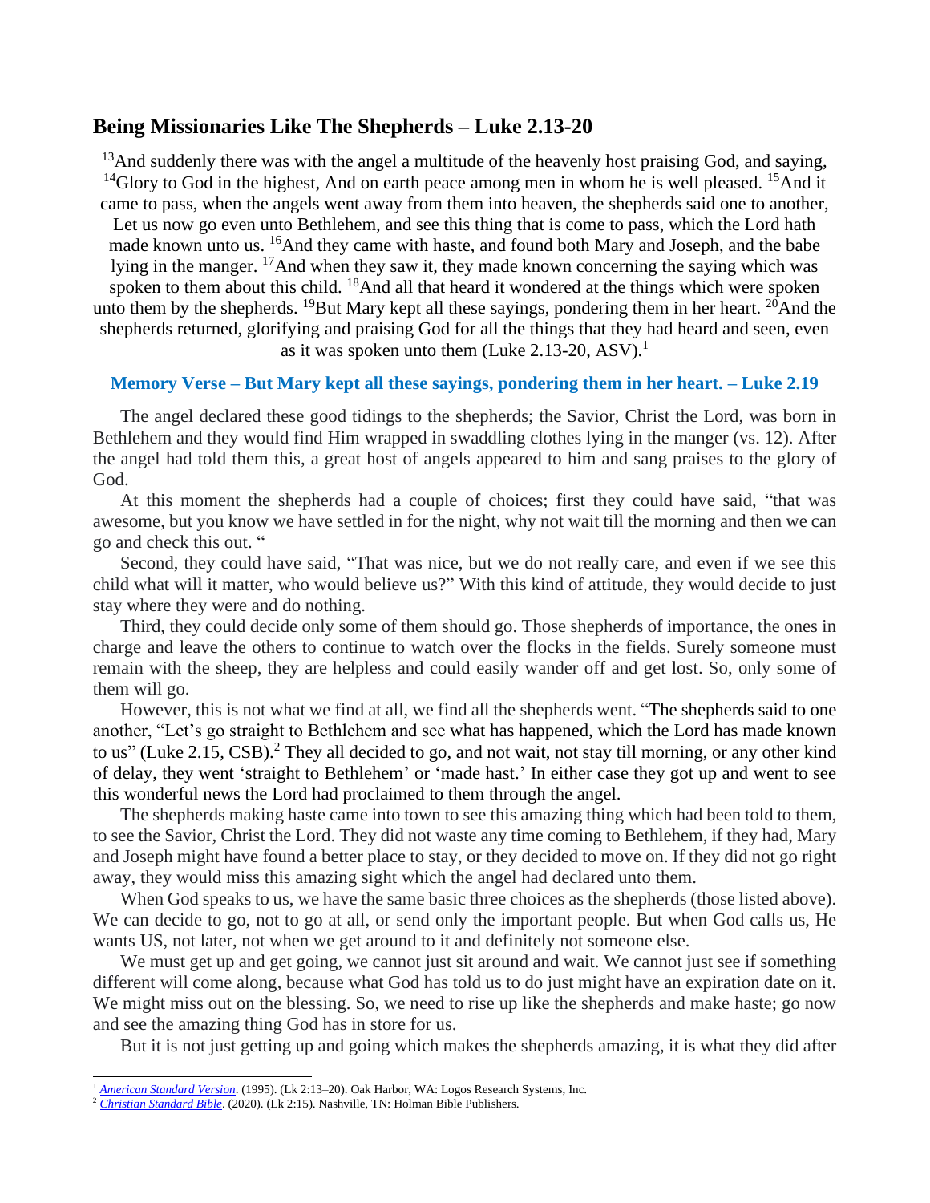## Being Missionaries Like The Shepherds – Luke 2.13-20

[13]And suddenly there was with the angel a multitude of the heavenly host praising God, and saying, [14]Glory to God in the highest, And on earth peace among men in whom he is well pleased. [15]And it came to pass, when the angels went away from them into heaven, the shepherds said one to another, Let us now go even unto Bethlehem, and see this thing that is come to pass, which the Lord hath made known unto us. [16]And they came with haste, and found both Mary and Joseph, and the babe lying in the manger. [17]And when they saw it, they made known concerning the saying which was spoken to them about this child. [18]And all that heard it wondered at the things which were spoken unto them by the shepherds. [19]But Mary kept all these sayings, pondering them in her heart. [20]And the shepherds returned, glorifying and praising God for all the things that they had heard and seen, even as it was spoken unto them (Luke 2.13-20, ASV).[1]

**Memory Verse – But Mary kept all these sayings, pondering them in her heart. – Luke 2.19**

The angel declared these good tidings to the shepherds; the Savior, Christ the Lord, was born in Bethlehem and they would find Him wrapped in swaddling clothes lying in the manger (vs. 12). After the angel had told them this, a great host of angels appeared to him and sang praises to the glory of God.

At this moment the shepherds had a couple of choices; first they could have said, "that was awesome, but you know we have settled in for the night, why not wait till the morning and then we can go and check this out. "

Second, they could have said, "That was nice, but we do not really care, and even if we see this child what will it matter, who would believe us?" With this kind of attitude, they would decide to just stay where they were and do nothing.

Third, they could decide only some of them should go. Those shepherds of importance, the ones in charge and leave the others to continue to watch over the flocks in the fields. Surely someone must remain with the sheep, they are helpless and could easily wander off and get lost. So, only some of them will go.

However, this is not what we find at all, we find all the shepherds went. "The shepherds said to one another, "Let's go straight to Bethlehem and see what has happened, which the Lord has made known to us" (Luke 2.15, CSB).[2] They all decided to go, and not wait, not stay till morning, or any other kind of delay, they went 'straight to Bethlehem' or 'made hast.' In either case they got up and went to see this wonderful news the Lord had proclaimed to them through the angel.

The shepherds making haste came into town to see this amazing thing which had been told to them, to see the Savior, Christ the Lord. They did not waste any time coming to Bethlehem, if they had, Mary and Joseph might have found a better place to stay, or they decided to move on. If they did not go right away, they would miss this amazing sight which the angel had declared unto them.

When God speaks to us, we have the same basic three choices as the shepherds (those listed above). We can decide to go, not to go at all, or send only the important people. But when God calls us, He wants US, not later, not when we get around to it and definitely not someone else.

We must get up and get going, we cannot just sit around and wait. We cannot just see if something different will come along, because what God has told us to do just might have an expiration date on it. We might miss out on the blessing. So, we need to rise up like the shepherds and make haste; go now and see the amazing thing God has in store for us.

But it is not just getting up and going which makes the shepherds amazing, it is what they did after

---

[1] *American Standard Version*. (1995). (Lk 2:13–20). Oak Harbor, WA: Logos Research Systems, Inc.

[2] *Christian Standard Bible*. (2020). (Lk 2:15). Nashville, TN: Holman Bible Publishers.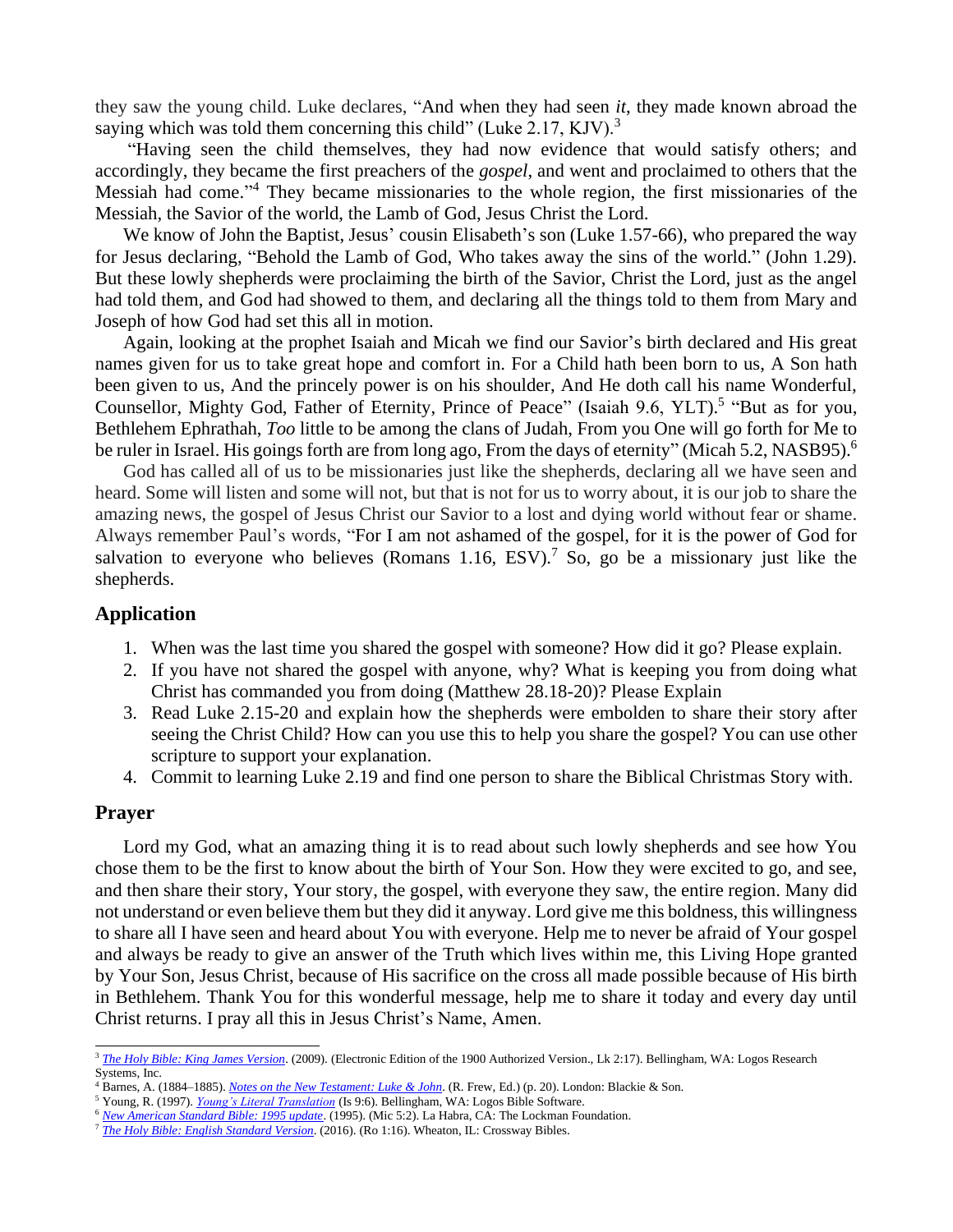they saw the young child. Luke declares, “And when they had seen *it*, they made known abroad the saying which was told them concerning this child” (Luke 2.17, KJV).[3]

“Having seen the child themselves, they had now evidence that would satisfy others; and accordingly, they became the first preachers of the *gospel*, and went and proclaimed to others that the Messiah had come.”[4] They became missionaries to the whole region, the first missionaries of the Messiah, the Savior of the world, the Lamb of God, Jesus Christ the Lord.

We know of John the Baptist, Jesus’ cousin Elisabeth’s son (Luke 1.57-66), who prepared the way for Jesus declaring, “Behold the Lamb of God, Who takes away the sins of the world.” (John 1.29). But these lowly shepherds were proclaiming the birth of the Savior, Christ the Lord, just as the angel had told them, and God had showed to them, and declaring all the things told to them from Mary and Joseph of how God had set this all in motion.

Again, looking at the prophet Isaiah and Micah we find our Savior’s birth declared and His great names given for us to take great hope and comfort in. For a Child hath been born to us, A Son hath been given to us, And the princely power is on his shoulder, And He doth call his name Wonderful, Counsellor, Mighty God, Father of Eternity, Prince of Peace” (Isaiah 9.6, YLT).[5] “But as for you, Bethlehem Ephrathah, *Too* little to be among the clans of Judah, From you One will go forth for Me to be ruler in Israel. His goings forth are from long ago, From the days of eternity” (Micah 5.2, NASB95).[6]

God has called all of us to be missionaries just like the shepherds, declaring all we have seen and heard. Some will listen and some will not, but that is not for us to worry about, it is our job to share the amazing news, the gospel of Jesus Christ our Savior to a lost and dying world without fear or shame. Always remember Paul’s words, “For I am not ashamed of the gospel, for it is the power of God for salvation to everyone who believes (Romans 1.16, ESV).[7] So, go be a missionary just like the shepherds.

## Application

1. When was the last time you shared the gospel with someone? How did it go? Please explain.
2. If you have not shared the gospel with anyone, why? What is keeping you from doing what Christ has commanded you from doing (Matthew 28.18-20)? Please Explain
3. Read Luke 2.15-20 and explain how the shepherds were embolden to share their story after seeing the Christ Child? How can you use this to help you share the gospel? You can use other scripture to support your explanation.
4. Commit to learning Luke 2.19 and find one person to share the Biblical Christmas Story with.

## Prayer

Lord my God, what an amazing thing it is to read about such lowly shepherds and see how You chose them to be the first to know about the birth of Your Son. How they were excited to go, and see, and then share their story, Your story, the gospel, with everyone they saw, the entire region. Many did not understand or even believe them but they did it anyway. Lord give me this boldness, this willingness to share all I have seen and heard about You with everyone. Help me to never be afraid of Your gospel and always be ready to give an answer of the Truth which lives within me, this Living Hope granted by Your Son, Jesus Christ, because of His sacrifice on the cross all made possible because of His birth in Bethlehem. Thank You for this wonderful message, help me to share it today and every day until Christ returns. I pray all this in Jesus Christ’s Name, Amen.

---

[3] *The Holy Bible: King James Version*. (2009). (Electronic Edition of the 1900 Authorized Version., Lk 2:17). Bellingham, WA: Logos Research Systems, Inc.

[4] Barnes, A. (1884–1885). *Notes on the New Testament: Luke & John*. (R. Frew, Ed.) (p. 20). London: Blackie & Son.

[5] Young, R. (1997). *Young’s Literal Translation* (Is 9:6). Bellingham, WA: Logos Bible Software.

[6] *New American Standard Bible: 1995 update*. (1995). (Mic 5:2). La Habra, CA: The Lockman Foundation.

[7] *The Holy Bible: English Standard Version*. (2016). (Ro 1:16). Wheaton, IL: Crossway Bibles.